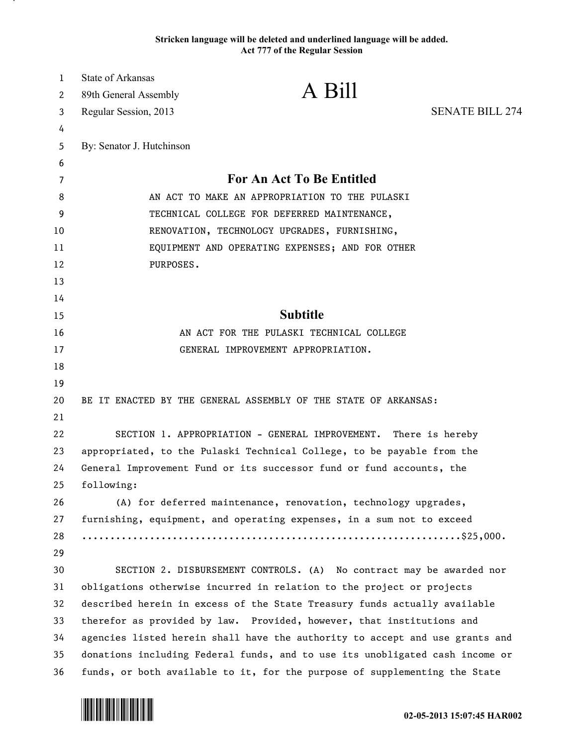Stricken language will be deleted and underlined language will be added.
Act 777 of the Regular Session

State of Arkansas
89th General Assembly
Regular Session, 2013

# A Bill

SENATE BILL 274

By: Senator J. Hutchinson

## For An Act To Be Entitled

AN ACT TO MAKE AN APPROPRIATION TO THE PULASKI TECHNICAL COLLEGE FOR DEFERRED MAINTENANCE, RENOVATION, TECHNOLOGY UPGRADES, FURNISHING, EQUIPMENT AND OPERATING EXPENSES; AND FOR OTHER PURPOSES.

## Subtitle

AN ACT FOR THE PULASKI TECHNICAL COLLEGE GENERAL IMPROVEMENT APPROPRIATION.

BE IT ENACTED BY THE GENERAL ASSEMBLY OF THE STATE OF ARKANSAS:

SECTION 1. APPROPRIATION - GENERAL IMPROVEMENT. There is hereby appropriated, to the Pulaski Technical College, to be payable from the General Improvement Fund or its successor fund or fund accounts, the following:

(A) for deferred maintenance, renovation, technology upgrades, furnishing, equipment, and operating expenses, in a sum not to exceed ..................................................................$25,000.

SECTION 2. DISBURSEMENT CONTROLS. (A) No contract may be awarded nor obligations otherwise incurred in relation to the project or projects described herein in excess of the State Treasury funds actually available therefor as provided by law. Provided, however, that institutions and agencies listed herein shall have the authority to accept and use grants and donations including Federal funds, and to use its unobligated cash income or funds, or both available to it, for the purpose of supplementing the State

02-05-2013 15:07:45 HAR002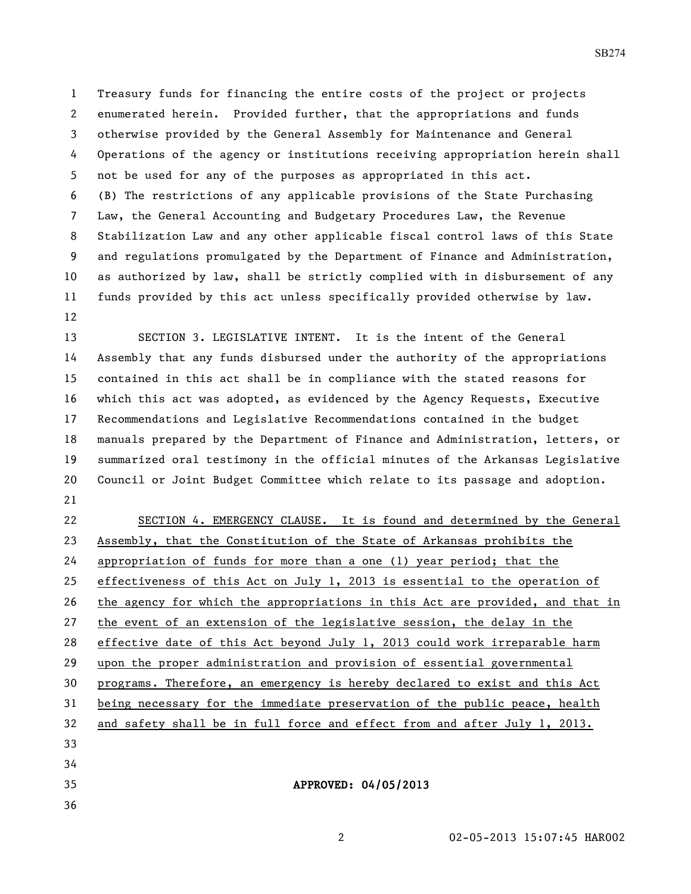Treasury funds for financing the entire costs of the project or projects enumerated herein. Provided further, that the appropriations and funds otherwise provided by the General Assembly for Maintenance and General Operations of the agency or institutions receiving appropriation herein shall not be used for any of the purposes as appropriated in this act.

(B) The restrictions of any applicable provisions of the State Purchasing Law, the General Accounting and Budgetary Procedures Law, the Revenue Stabilization Law and any other applicable fiscal control laws of this State and regulations promulgated by the Department of Finance and Administration, as authorized by law, shall be strictly complied with in disbursement of any funds provided by this act unless specifically provided otherwise by law.

SECTION 3. LEGISLATIVE INTENT. It is the intent of the General Assembly that any funds disbursed under the authority of the appropriations contained in this act shall be in compliance with the stated reasons for which this act was adopted, as evidenced by the Agency Requests, Executive Recommendations and Legislative Recommendations contained in the budget manuals prepared by the Department of Finance and Administration, letters, or summarized oral testimony in the official minutes of the Arkansas Legislative Council or Joint Budget Committee which relate to its passage and adoption.

SECTION 4. EMERGENCY CLAUSE. It is found and determined by the General Assembly, that the Constitution of the State of Arkansas prohibits the appropriation of funds for more than a one (1) year period; that the effectiveness of this Act on July 1, 2013 is essential to the operation of the agency for which the appropriations in this Act are provided, and that in the event of an extension of the legislative session, the delay in the effective date of this Act beyond July 1, 2013 could work irreparable harm upon the proper administration and provision of essential governmental programs. Therefore, an emergency is hereby declared to exist and this Act being necessary for the immediate preservation of the public peace, health and safety shall be in full force and effect from and after July 1, 2013.

**APPROVED: 04/05/2013**